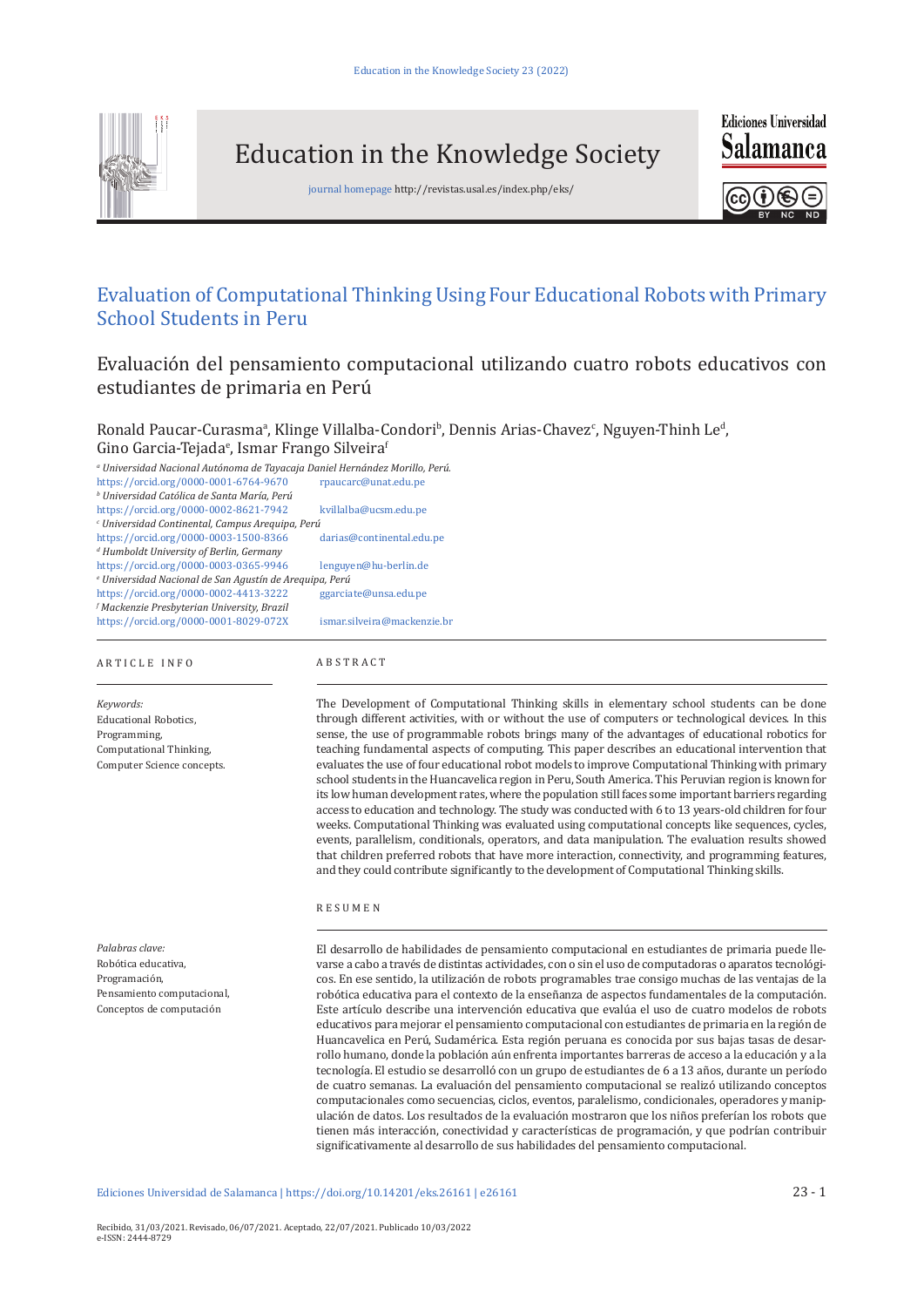# Evaluation of Computational Thinking Using Four Educational Robots with Primary School Students in Peru

## Evaluación del pensamiento computacional utilizando cuatro robots educativos con estudiantes de primaria en Perú

Ronald Paucar-Curasma[a], Klinge Villalba-Condori[b], Dennis Arias-Chavez[c], Nguyen-Thinh Le[d], Gino Garcia-Tejada[e], Ismar Frango Silveira[f]

[a] *Universidad Nacional Autónoma de Tayacaja Daniel Hernández Morillo, Perú.*
https://orcid.org/0000-0001-6764-9670 rpaucarc@unat.edu.pe
[b] *Universidad Católica de Santa María, Perú*
https://orcid.org/0000-0002-8621-7942 kvillalba@ucsm.edu.pe
[c] *Universidad Continental, Campus Arequipa, Perú*
https://orcid.org/0000-0003-1500-8366 darias@continental.edu.pe
[d] *Humboldt University of Berlin, Germany*
https://orcid.org/0000-0003-0365-9946 lenguyen@hu-berlin.de
[e] *Universidad Nacional de San Agustín de Arequipa, Perú*
https://orcid.org/0000-0002-4413-3222 ggarciate@unsa.edu.pe
[f] *Mackenzie Presbyterian University, Brazil*
https://orcid.org/0000-0001-8029-072X ismar.silveira@mackenzie.br

### ARTICLE INFO

*Keywords:*
Educational Robotics,
Programming,
Computational Thinking,
Computer Science concepts.

### ABSTRACT

The Development of Computational Thinking skills in elementary school students can be done through different activities, with or without the use of computers or technological devices. In this sense, the use of programmable robots brings many of the advantages of educational robotics for teaching fundamental aspects of computing. This paper describes an educational intervention that evaluates the use of four educational robot models to improve Computational Thinking with primary school students in the Huancavelica region in Peru, South America. This Peruvian region is known for its low human development rates, where the population still faces some important barriers regarding access to education and technology. The study was conducted with 6 to 13 years-old children for four weeks. Computational Thinking was evaluated using computational concepts like sequences, cycles, events, parallelism, conditionals, operators, and data manipulation. The evaluation results showed that children preferred robots that have more interaction, connectivity, and programming features, and they could contribute significantly to the development of Computational Thinking skills.

### RESUMEN

*Palabras clave:*
Robótica educativa,
Programación,
Pensamiento computacional,
Conceptos de computación

El desarrollo de habilidades de pensamiento computacional en estudiantes de primaria puede llevarse a cabo a través de distintas actividades, con o sin el uso de computadoras o aparatos tecnológicos. En ese sentido, la utilización de robots programables trae consigo muchas de las ventajas de la robótica educativa para el contexto de la enseñanza de aspectos fundamentales de la computación. Este artículo describe una intervención educativa que evalúa el uso de cuatro modelos de robots educativos para mejorar el pensamiento computacional con estudiantes de primaria en la región de Huancavelica en Perú, Sudamérica. Esta región peruana es conocida por sus bajas tasas de desarrollo humano, donde la población aún enfrenta importantes barreras de acceso a la educación y a la tecnología. El estudio se desarrolló con un grupo de estudiantes de 6 a 13 años, durante un período de cuatro semanas. La evaluación del pensamiento computacional se realizó utilizando conceptos computacionales como secuencias, ciclos, eventos, paralelismo, condicionales, operadores y manipulación de datos. Los resultados de la evaluación mostraron que los niños preferían los robots que tienen más interacción, conectividad y características de programación, y que podrían contribuir significativamente al desarrollo de sus habilidades del pensamiento computacional.

Recibido, 31/03/2021. Revisado, 06/07/2021. Aceptado, 22/07/2021. Publicado 10/03/2022
e-ISSN: 2444-8729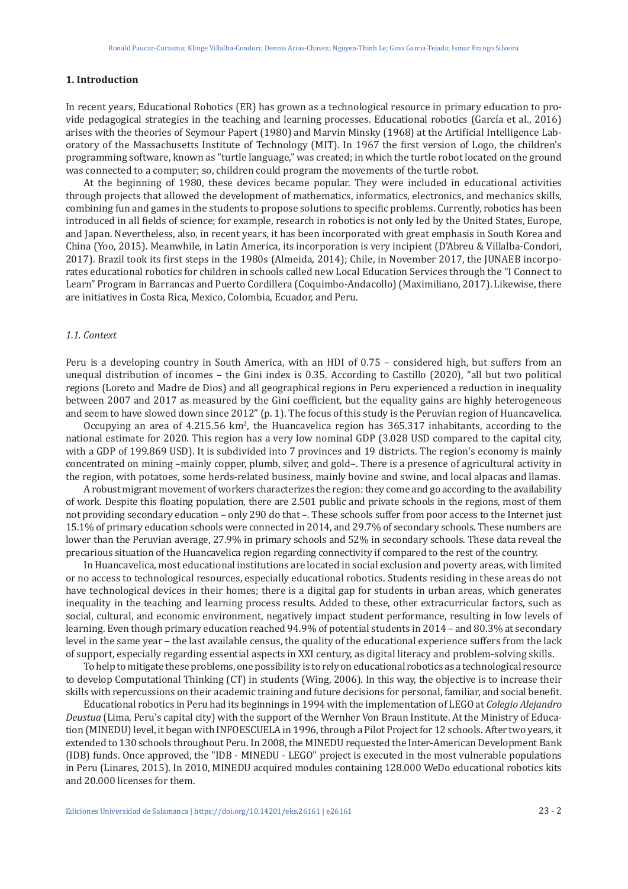## 1. Introduction

In recent years, Educational Robotics (ER) has grown as a technological resource in primary education to provide pedagogical strategies in the teaching and learning processes. Educational robotics (García et al., 2016) arises with the theories of Seymour Papert (1980) and Marvin Minsky (1968) at the Artificial Intelligence Laboratory of the Massachusetts Institute of Technology (MIT). In 1967 the first version of Logo, the children's programming software, known as "turtle language," was created; in which the turtle robot located on the ground was connected to a computer; so, children could program the movements of the turtle robot.

At the beginning of 1980, these devices became popular. They were included in educational activities through projects that allowed the development of mathematics, informatics, electronics, and mechanics skills, combining fun and games in the students to propose solutions to specific problems. Currently, robotics has been introduced in all fields of science; for example, research in robotics is not only led by the United States, Europe, and Japan. Nevertheless, also, in recent years, it has been incorporated with great emphasis in South Korea and China (Yoo, 2015). Meanwhile, in Latin America, its incorporation is very incipient (D'Abreu & Villalba-Condori, 2017). Brazil took its first steps in the 1980s (Almeida, 2014); Chile, in November 2017, the JUNAEB incorporates educational robotics for children in schools called new Local Education Services through the "I Connect to Learn" Program in Barrancas and Puerto Cordillera (Coquimbo-Andacollo) (Maximiliano, 2017). Likewise, there are initiatives in Costa Rica, Mexico, Colombia, Ecuador, and Peru.

### *1.1. Context*

Peru is a developing country in South America, with an HDI of 0.75 – considered high, but suffers from an unequal distribution of incomes – the Gini index is 0.35. According to Castillo (2020), "all but two political regions (Loreto and Madre de Dios) and all geographical regions in Peru experienced a reduction in inequality between 2007 and 2017 as measured by the Gini coefficient, but the equality gains are highly heterogeneous and seem to have slowed down since 2012" (p. 1). The focus of this study is the Peruvian region of Huancavelica.

Occupying an area of 4.215.56 km$^2$, the Huancavelica region has 365.317 inhabitants, according to the national estimate for 2020. This region has a very low nominal GDP (3.028 USD compared to the capital city, with a GDP of 199.869 USD). It is subdivided into 7 provinces and 19 districts. The region's economy is mainly concentrated on mining –mainly copper, plumb, silver, and gold–. There is a presence of agricultural activity in the region, with potatoes, some herds-related business, mainly bovine and swine, and local alpacas and llamas.

A robust migrant movement of workers characterizes the region: they come and go according to the availability of work. Despite this floating population, there are 2.501 public and private schools in the regions, most of them not providing secondary education – only 290 do that –. These schools suffer from poor access to the Internet just 15.1% of primary education schools were connected in 2014, and 29.7% of secondary schools. These numbers are lower than the Peruvian average, 27.9% in primary schools and 52% in secondary schools. These data reveal the precarious situation of the Huancavelica region regarding connectivity if compared to the rest of the country.

In Huancavelica, most educational institutions are located in social exclusion and poverty areas, with limited or no access to technological resources, especially educational robotics. Students residing in these areas do not have technological devices in their homes; there is a digital gap for students in urban areas, which generates inequality in the teaching and learning process results. Added to these, other extracurricular factors, such as social, cultural, and economic environment, negatively impact student performance, resulting in low levels of learning. Even though primary education reached 94.9% of potential students in 2014 – and 80.3% at secondary level in the same year – the last available census, the quality of the educational experience suffers from the lack of support, especially regarding essential aspects in XXI century, as digital literacy and problem-solving skills.

To help to mitigate these problems, one possibility is to rely on educational robotics as a technological resource to develop Computational Thinking (CT) in students (Wing, 2006). In this way, the objective is to increase their skills with repercussions on their academic training and future decisions for personal, familiar, and social benefit.

Educational robotics in Peru had its beginnings in 1994 with the implementation of LEGO at *Colegio Alejandro Deustua* (Lima, Peru's capital city) with the support of the Wernher Von Braun Institute. At the Ministry of Education (MINEDU) level, it began with INFOESCUELA in 1996, through a Pilot Project for 12 schools. After two years, it extended to 130 schools throughout Peru. In 2008, the MINEDU requested the Inter-American Development Bank (IDB) funds. Once approved, the "IDB - MINEDU - LEGO" project is executed in the most vulnerable populations in Peru (Linares, 2015). In 2010, MINEDU acquired modules containing 128.000 WeDo educational robotics kits and 20.000 licenses for them.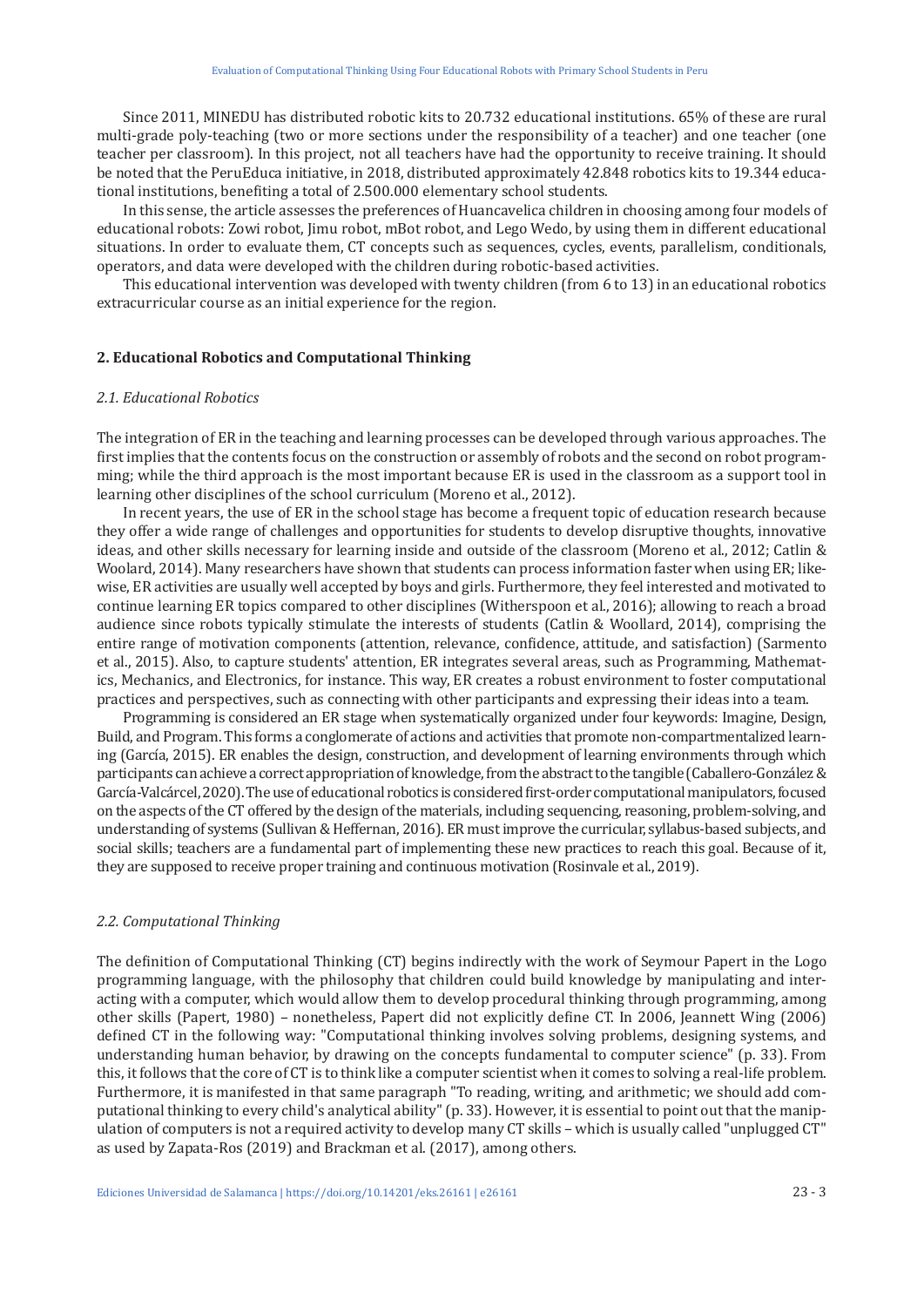Since 2011, MINEDU has distributed robotic kits to 20.732 educational institutions. 65% of these are rural multi-grade poly-teaching (two or more sections under the responsibility of a teacher) and one teacher (one teacher per classroom). In this project, not all teachers have had the opportunity to receive training. It should be noted that the PeruEduca initiative, in 2018, distributed approximately 42.848 robotics kits to 19.344 educational institutions, benefiting a total of 2.500.000 elementary school students.

In this sense, the article assesses the preferences of Huancavelica children in choosing among four models of educational robots: Zowi robot, Jimu robot, mBot robot, and Lego Wedo, by using them in different educational situations. In order to evaluate them, CT concepts such as sequences, cycles, events, parallelism, conditionals, operators, and data were developed with the children during robotic-based activities.

This educational intervention was developed with twenty children (from 6 to 13) in an educational robotics extracurricular course as an initial experience for the region.

## 2. Educational Robotics and Computational Thinking

### *2.1. Educational Robotics*

The integration of ER in the teaching and learning processes can be developed through various approaches. The first implies that the contents focus on the construction or assembly of robots and the second on robot programming; while the third approach is the most important because ER is used in the classroom as a support tool in learning other disciplines of the school curriculum (Moreno et al., 2012).

In recent years, the use of ER in the school stage has become a frequent topic of education research because they offer a wide range of challenges and opportunities for students to develop disruptive thoughts, innovative ideas, and other skills necessary for learning inside and outside of the classroom (Moreno et al., 2012; Catlin & Woolard, 2014). Many researchers have shown that students can process information faster when using ER; likewise, ER activities are usually well accepted by boys and girls. Furthermore, they feel interested and motivated to continue learning ER topics compared to other disciplines (Witherspoon et al., 2016); allowing to reach a broad audience since robots typically stimulate the interests of students (Catlin & Woollard, 2014), comprising the entire range of motivation components (attention, relevance, confidence, attitude, and satisfaction) (Sarmento et al., 2015). Also, to capture students' attention, ER integrates several areas, such as Programming, Mathematics, Mechanics, and Electronics, for instance. This way, ER creates a robust environment to foster computational practices and perspectives, such as connecting with other participants and expressing their ideas into a team.

Programming is considered an ER stage when systematically organized under four keywords: Imagine, Design, Build, and Program. This forms a conglomerate of actions and activities that promote non-compartmentalized learning (García, 2015). ER enables the design, construction, and development of learning environments through which participants can achieve a correct appropriation of knowledge, from the abstract to the tangible (Caballero-González & García-Valcárcel, 2020). The use of educational robotics is considered first-order computational manipulators, focused on the aspects of the CT offered by the design of the materials, including sequencing, reasoning, problem-solving, and understanding of systems (Sullivan & Heffernan, 2016). ER must improve the curricular, syllabus-based subjects, and social skills; teachers are a fundamental part of implementing these new practices to reach this goal. Because of it, they are supposed to receive proper training and continuous motivation (Rosinvale et al., 2019).

### *2.2. Computational Thinking*

The definition of Computational Thinking (CT) begins indirectly with the work of Seymour Papert in the Logo programming language, with the philosophy that children could build knowledge by manipulating and interacting with a computer, which would allow them to develop procedural thinking through programming, among other skills (Papert, 1980) – nonetheless, Papert did not explicitly define CT. In 2006, Jeannett Wing (2006) defined CT in the following way: "Computational thinking involves solving problems, designing systems, and understanding human behavior, by drawing on the concepts fundamental to computer science" (p. 33). From this, it follows that the core of CT is to think like a computer scientist when it comes to solving a real-life problem. Furthermore, it is manifested in that same paragraph "To reading, writing, and arithmetic; we should add computational thinking to every child's analytical ability" (p. 33). However, it is essential to point out that the manipulation of computers is not a required activity to develop many CT skills – which is usually called "unplugged CT" as used by Zapata-Ros (2019) and Brackman et al. (2017), among others.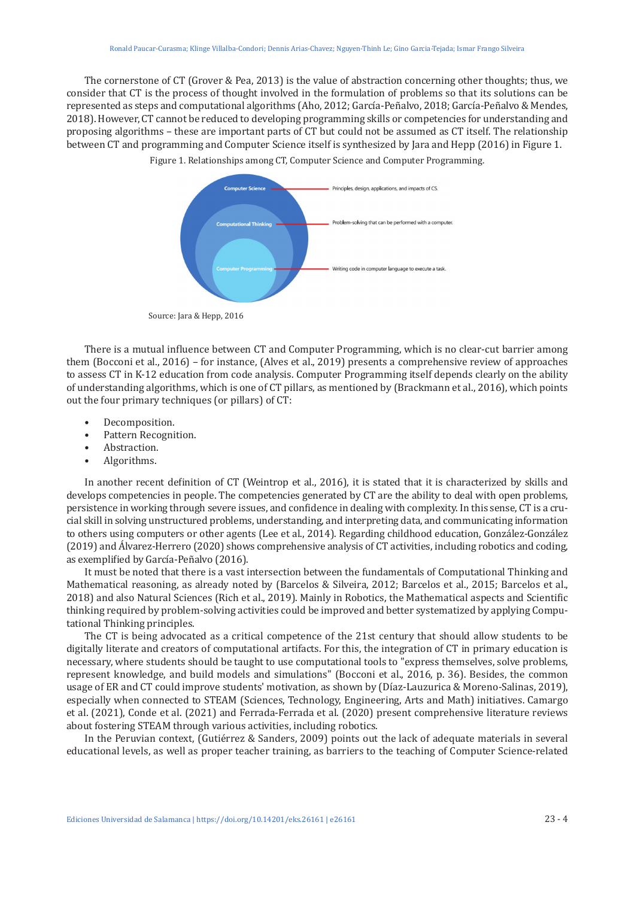The cornerstone of CT (Grover & Pea, 2013) is the value of abstraction concerning other thoughts; thus, we consider that CT is the process of thought involved in the formulation of problems so that its solutions can be represented as steps and computational algorithms (Aho, 2012; García-Peñalvo, 2018; García-Peñalvo & Mendes, 2018). However, CT cannot be reduced to developing programming skills or competencies for understanding and proposing algorithms – these are important parts of CT but could not be assumed as CT itself. The relationship between CT and programming and Computer Science itself is synthesized by Jara and Hepp (2016) in Figure 1.

Figure 1. Relationships among CT, Computer Science and Computer Programming.

Source: Jara & Hepp, 2016

There is a mutual influence between CT and Computer Programming, which is no clear-cut barrier among them (Bocconi et al., 2016) – for instance, (Alves et al., 2019) presents a comprehensive review of approaches to assess CT in K-12 education from code analysis. Computer Programming itself depends clearly on the ability of understanding algorithms, which is one of CT pillars, as mentioned by (Brackmann et al., 2016), which points out the four primary techniques (or pillars) of CT:

- Decomposition.
- Pattern Recognition.
- Abstraction.
- Algorithms.

In another recent definition of CT (Weintrop et al., 2016), it is stated that it is characterized by skills and develops competencies in people. The competencies generated by CT are the ability to deal with open problems, persistence in working through severe issues, and confidence in dealing with complexity. In this sense, CT is a crucial skill in solving unstructured problems, understanding, and interpreting data, and communicating information to others using computers or other agents (Lee et al., 2014). Regarding childhood education, González-González (2019) and Álvarez-Herrero (2020) shows comprehensive analysis of CT activities, including robotics and coding, as exemplified by García-Peñalvo (2016).

It must be noted that there is a vast intersection between the fundamentals of Computational Thinking and Mathematical reasoning, as already noted by (Barcelos & Silveira, 2012; Barcelos et al., 2015; Barcelos et al., 2018) and also Natural Sciences (Rich et al., 2019). Mainly in Robotics, the Mathematical aspects and Scientific thinking required by problem-solving activities could be improved and better systematized by applying Computational Thinking principles.

The CT is being advocated as a critical competence of the 21st century that should allow students to be digitally literate and creators of computational artifacts. For this, the integration of CT in primary education is necessary, where students should be taught to use computational tools to "express themselves, solve problems, represent knowledge, and build models and simulations" (Bocconi et al., 2016, p. 36). Besides, the common usage of ER and CT could improve students' motivation, as shown by (Díaz-Lauzurica & Moreno-Salinas, 2019), especially when connected to STEAM (Sciences, Technology, Engineering, Arts and Math) initiatives. Camargo et al. (2021), Conde et al. (2021) and Ferrada-Ferrada et al. (2020) present comprehensive literature reviews about fostering STEAM through various activities, including robotics.

In the Peruvian context, (Gutiérrez & Sanders, 2009) points out the lack of adequate materials in several educational levels, as well as proper teacher training, as barriers to the teaching of Computer Science-related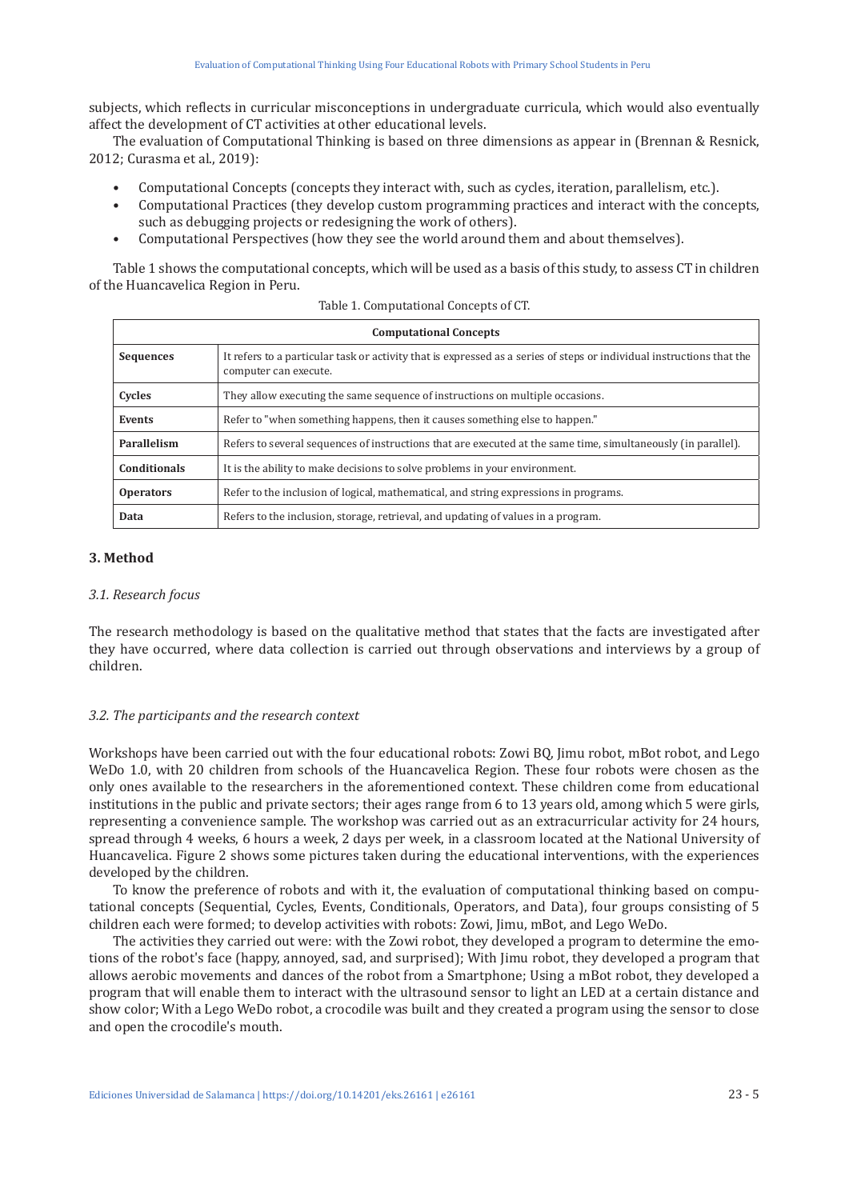subjects, which reflects in curricular misconceptions in undergraduate curricula, which would also eventually affect the development of CT activities at other educational levels.

The evaluation of Computational Thinking is based on three dimensions as appear in (Brennan & Resnick, 2012; Curasma et al., 2019):

- Computational Concepts (concepts they interact with, such as cycles, iteration, parallelism, etc.).
- Computational Practices (they develop custom programming practices and interact with the concepts, such as debugging projects or redesigning the work of others).
- Computational Perspectives (how they see the world around them and about themselves).

Table 1 shows the computational concepts, which will be used as a basis of this study, to assess CT in children of the Huancavelica Region in Peru.

Table 1. Computational Concepts of CT.

| Computational Concepts | |
|---|---|
| **Sequences** | It refers to a particular task or activity that is expressed as a series of steps or individual instructions that the computer can execute. |
| **Cycles** | They allow executing the same sequence of instructions on multiple occasions. |
| **Events** | Refer to "when something happens, then it causes something else to happen." |
| **Parallelism** | Refers to several sequences of instructions that are executed at the same time, simultaneously (in parallel). |
| **Conditionals** | It is the ability to make decisions to solve problems in your environment. |
| **Operators** | Refer to the inclusion of logical, mathematical, and string expressions in programs. |
| **Data** | Refers to the inclusion, storage, retrieval, and updating of values in a program. |

## 3. Method

### *3.1. Research focus*

The research methodology is based on the qualitative method that states that the facts are investigated after they have occurred, where data collection is carried out through observations and interviews by a group of children.

### *3.2. The participants and the research context*

Workshops have been carried out with the four educational robots: Zowi BQ, Jimu robot, mBot robot, and Lego WeDo 1.0, with 20 children from schools of the Huancavelica Region. These four robots were chosen as the only ones available to the researchers in the aforementioned context. These children come from educational institutions in the public and private sectors; their ages range from 6 to 13 years old, among which 5 were girls, representing a convenience sample. The workshop was carried out as an extracurricular activity for 24 hours, spread through 4 weeks, 6 hours a week, 2 days per week, in a classroom located at the National University of Huancavelica. Figure 2 shows some pictures taken during the educational interventions, with the experiences developed by the children.

To know the preference of robots and with it, the evaluation of computational thinking based on computational concepts (Sequential, Cycles, Events, Conditionals, Operators, and Data), four groups consisting of 5 children each were formed; to develop activities with robots: Zowi, Jimu, mBot, and Lego WeDo.

The activities they carried out were: with the Zowi robot, they developed a program to determine the emotions of the robot's face (happy, annoyed, sad, and surprised); With Jimu robot, they developed a program that allows aerobic movements and dances of the robot from a Smartphone; Using a mBot robot, they developed a program that will enable them to interact with the ultrasound sensor to light an LED at a certain distance and show color; With a Lego WeDo robot, a crocodile was built and they created a program using the sensor to close and open the crocodile's mouth.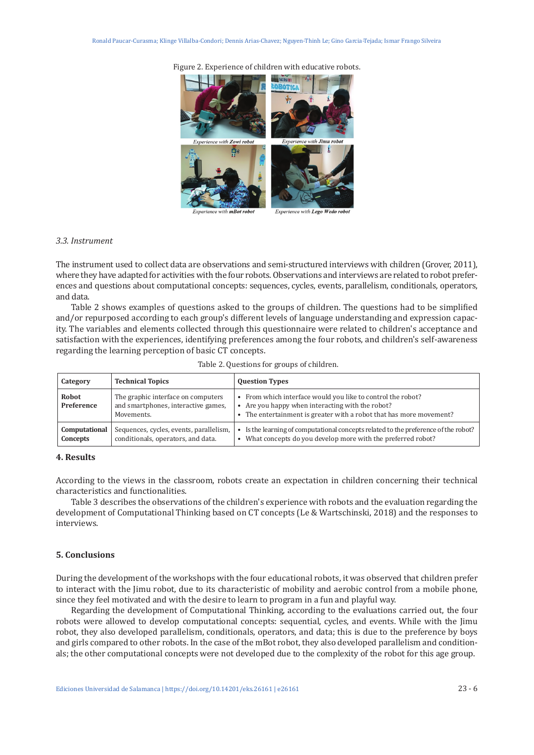Figure 2. Experience of children with educative robots.

Experience with **Zowi** robot

Experience with **Jimu** robot

Experience with **mBot** robot

Experience with **Lego Wedo** robot

### *3.3. Instrument*

The instrument used to collect data are observations and semi-structured interviews with children (Grover, 2011), where they have adapted for activities with the four robots. Observations and interviews are related to robot preferences and questions about computational concepts: sequences, cycles, events, parallelism, conditionals, operators, and data.

Table 2 shows examples of questions asked to the groups of children. The questions had to be simplified and/or repurposed according to each group's different levels of language understanding and expression capacity. The variables and elements collected through this questionnaire were related to children's acceptance and satisfaction with the experiences, identifying preferences among the four robots, and children's self-awareness regarding the learning perception of basic CT concepts.

Table 2. Questions for groups of children.

| Category | Technical Topics | Question Types |
|---|---|---|
| **Robot Preference** | The graphic interface on computers and smartphones, interactive games, Movements. | • From which interface would you like to control the robot?<br>• Are you happy when interacting with the robot?<br>• The entertainment is greater with a robot that has more movement? |
| **Computational Concepts** | Sequences, cycles, events, parallelism, conditionals, operators, and data. | • Is the learning of computational concepts related to the preference of the robot?<br>• What concepts do you develop more with the preferred robot? |

## 4. Results

According to the views in the classroom, robots create an expectation in children concerning their technical characteristics and functionalities.

Table 3 describes the observations of the children's experience with robots and the evaluation regarding the development of Computational Thinking based on CT concepts (Le & Wartschinski, 2018) and the responses to interviews.

## 5. Conclusions

During the development of the workshops with the four educational robots, it was observed that children prefer to interact with the Jimu robot, due to its characteristic of mobility and aerobic control from a mobile phone, since they feel motivated and with the desire to learn to program in a fun and playful way.

Regarding the development of Computational Thinking, according to the evaluations carried out, the four robots were allowed to develop computational concepts: sequential, cycles, and events. While with the Jimu robot, they also developed parallelism, conditionals, operators, and data; this is due to the preference by boys and girls compared to other robots. In the case of the mBot robot, they also developed parallelism and conditionals; the other computational concepts were not developed due to the complexity of the robot for this age group.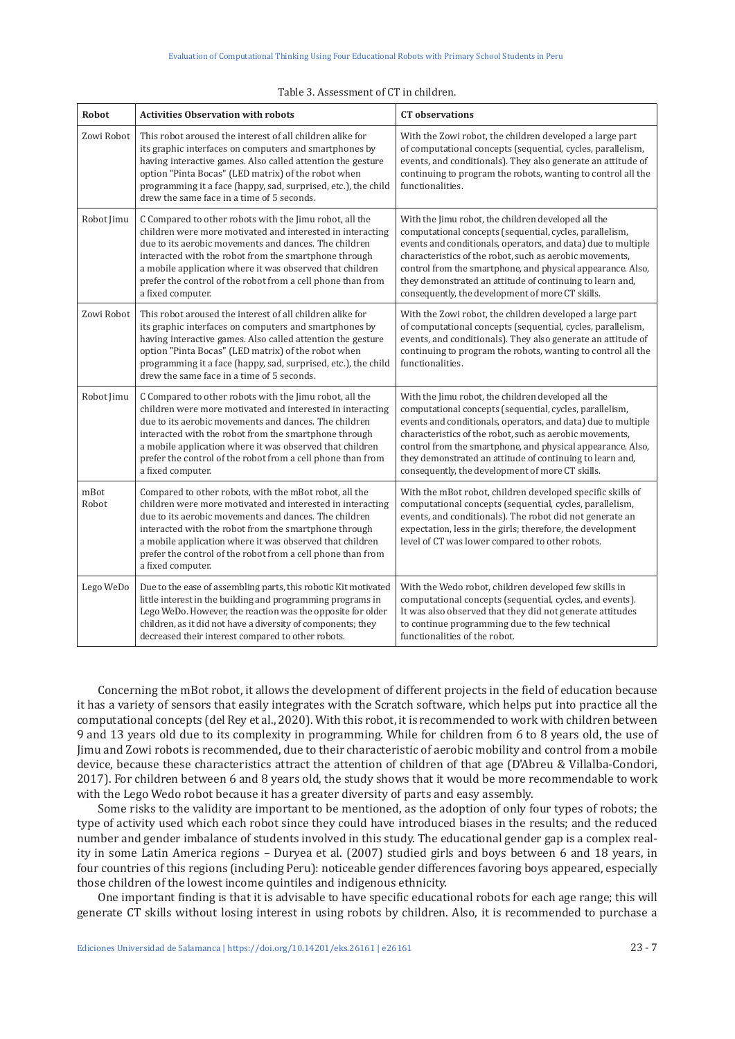Table 3. Assessment of CT in children.

| Robot | Activities Observation with robots | CT observations |
|---|---|---|
| Zowi Robot | This robot aroused the interest of all children alike for its graphic interfaces on computers and smartphones by having interactive games. Also called attention the gesture option "Pinta Bocas" (LED matrix) of the robot when programming it a face (happy, sad, surprised, etc.), the child drew the same face in a time of 5 seconds. | With the Zowi robot, the children developed a large part of computational concepts (sequential, cycles, parallelism, events, and conditionals). They also generate an attitude of continuing to program the robots, wanting to control all the functionalities. |
| Robot Jimu | C Compared to other robots with the Jimu robot, all the children were more motivated and interested in interacting due to its aerobic movements and dances. The children interacted with the robot from the smartphone through a mobile application where it was observed that children prefer the control of the robot from a cell phone than from a fixed computer. | With the Jimu robot, the children developed all the computational concepts (sequential, cycles, parallelism, events and conditionals, operators, and data) due to multiple characteristics of the robot, such as aerobic movements, control from the smartphone, and physical appearance. Also, they demonstrated an attitude of continuing to learn and, consequently, the development of more CT skills. |
| Zowi Robot | This robot aroused the interest of all children alike for its graphic interfaces on computers and smartphones by having interactive games. Also called attention the gesture option "Pinta Bocas" (LED matrix) of the robot when programming it a face (happy, sad, surprised, etc.), the child drew the same face in a time of 5 seconds. | With the Zowi robot, the children developed a large part of computational concepts (sequential, cycles, parallelism, events, and conditionals). They also generate an attitude of continuing to program the robots, wanting to control all the functionalities. |
| Robot Jimu | C Compared to other robots with the Jimu robot, all the children were more motivated and interested in interacting due to its aerobic movements and dances. The children interacted with the robot from the smartphone through a mobile application where it was observed that children prefer the control of the robot from a cell phone than from a fixed computer. | With the Jimu robot, the children developed all the computational concepts (sequential, cycles, parallelism, events and conditionals, operators, and data) due to multiple characteristics of the robot, such as aerobic movements, control from the smartphone, and physical appearance. Also, they demonstrated an attitude of continuing to learn and, consequently, the development of more CT skills. |
| mBot Robot | Compared to other robots, with the mBot robot, all the children were more motivated and interested in interacting due to its aerobic movements and dances. The children interacted with the robot from the smartphone through a mobile application where it was observed that children prefer the control of the robot from a cell phone than from a fixed computer. | With the mBot robot, children developed specific skills of computational concepts (sequential, cycles, parallelism, events, and conditionals). The robot did not generate an expectation, less in the girls; therefore, the development level of CT was lower compared to other robots. |
| Lego WeDo | Due to the ease of assembling parts, this robotic Kit motivated little interest in the building and programming programs in Lego WeDo. However, the reaction was the opposite for older children, as it did not have a diversity of components; they decreased their interest compared to other robots. | With the Wedo robot, children developed few skills in computational concepts (sequential, cycles, and events). It was also observed that they did not generate attitudes to continue programming due to the few technical functionalities of the robot. |

Concerning the mBot robot, it allows the development of different projects in the field of education because it has a variety of sensors that easily integrates with the Scratch software, which helps put into practice all the computational concepts (del Rey et al., 2020). With this robot, it is recommended to work with children between 9 and 13 years old due to its complexity in programming. While for children from 6 to 8 years old, the use of Jimu and Zowi robots is recommended, due to their characteristic of aerobic mobility and control from a mobile device, because these characteristics attract the attention of children of that age (D'Abreu & Villalba-Condori, 2017). For children between 6 and 8 years old, the study shows that it would be more recommendable to work with the Lego Wedo robot because it has a greater diversity of parts and easy assembly.

Some risks to the validity are important to be mentioned, as the adoption of only four types of robots; the type of activity used which each robot since they could have introduced biases in the results; and the reduced number and gender imbalance of students involved in this study. The educational gender gap is a complex reality in some Latin America regions – Duryea et al. (2007) studied girls and boys between 6 and 18 years, in four countries of this regions (including Peru): noticeable gender differences favoring boys appeared, especially those children of the lowest income quintiles and indigenous ethnicity.

One important finding is that it is advisable to have specific educational robots for each age range; this will generate CT skills without losing interest in using robots by children. Also, it is recommended to purchase a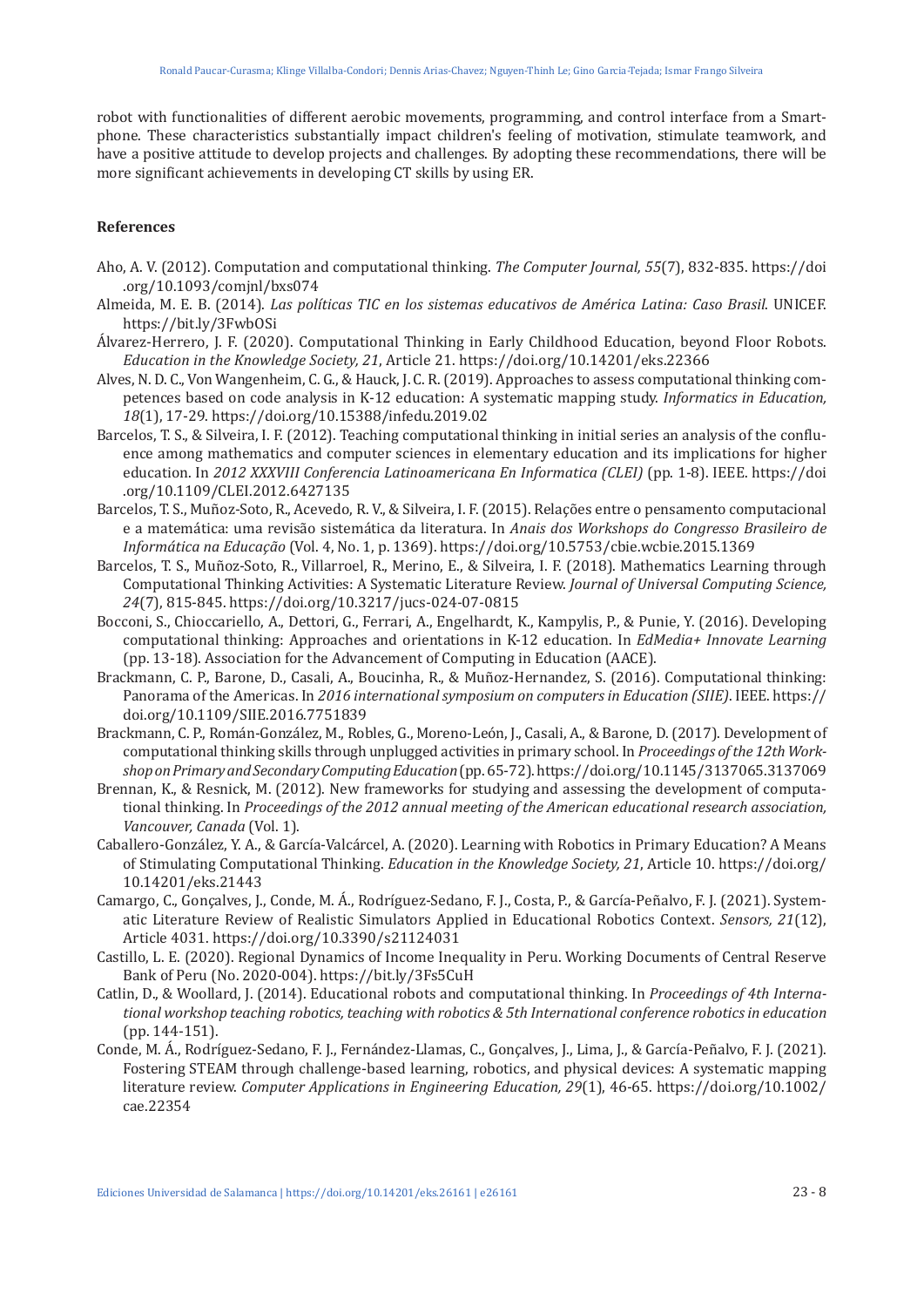robot with functionalities of different aerobic movements, programming, and control interface from a Smartphone. These characteristics substantially impact children's feeling of motivation, stimulate teamwork, and have a positive attitude to develop projects and challenges. By adopting these recommendations, there will be more significant achievements in developing CT skills by using ER.

## References

Aho, A. V. (2012). Computation and computational thinking. *The Computer Journal, 55*(7), 832-835. https://doi.org/10.1093/comjnl/bxs074

Almeida, M. E. B. (2014). *Las políticas TIC en los sistemas educativos de América Latina: Caso Brasil*. UNICEF. https://bit.ly/3FwbOSi

Álvarez-Herrero, J. F. (2020). Computational Thinking in Early Childhood Education, beyond Floor Robots. *Education in the Knowledge Society, 21*, Article 21. https://doi.org/10.14201/eks.22366

Alves, N. D. C., Von Wangenheim, C. G., & Hauck, J. C. R. (2019). Approaches to assess computational thinking competences based on code analysis in K-12 education: A systematic mapping study. *Informatics in Education, 18*(1), 17-29. https://doi.org/10.15388/infedu.2019.02

Barcelos, T. S., & Silveira, I. F. (2012). Teaching computational thinking in initial series an analysis of the confluence among mathematics and computer sciences in elementary education and its implications for higher education. In *2012 XXXVIII Conferencia Latinoamericana En Informatica (CLEI)* (pp. 1-8). IEEE. https://doi.org/10.1109/CLEI.2012.6427135

Barcelos, T. S., Muñoz-Soto, R., Acevedo, R. V., & Silveira, I. F. (2015). Relações entre o pensamento computacional e a matemática: uma revisão sistemática da literatura. In *Anais dos Workshops do Congresso Brasileiro de Informática na Educação* (Vol. 4, No. 1, p. 1369). https://doi.org/10.5753/cbie.wcbie.2015.1369

Barcelos, T. S., Muñoz-Soto, R., Villarroel, R., Merino, E., & Silveira, I. F. (2018). Mathematics Learning through Computational Thinking Activities: A Systematic Literature Review. *Journal of Universal Computing Science, 24*(7), 815-845. https://doi.org/10.3217/jucs-024-07-0815

Bocconi, S., Chioccariello, A., Dettori, G., Ferrari, A., Engelhardt, K., Kampylis, P., & Punie, Y. (2016). Developing computational thinking: Approaches and orientations in K-12 education. In *EdMedia+ Innovate Learning* (pp. 13-18). Association for the Advancement of Computing in Education (AACE).

Brackmann, C. P., Barone, D., Casali, A., Boucinha, R., & Muñoz-Hernandez, S. (2016). Computational thinking: Panorama of the Americas. In *2016 international symposium on computers in Education (SIIE)*. IEEE. https://doi.org/10.1109/SIIE.2016.7751839

Brackmann, C. P., Román-González, M., Robles, G., Moreno-León, J., Casali, A., & Barone, D. (2017). Development of computational thinking skills through unplugged activities in primary school. In *Proceedings of the 12th Workshop on Primary and Secondary Computing Education* (pp. 65-72). https://doi.org/10.1145/3137065.3137069

Brennan, K., & Resnick, M. (2012). New frameworks for studying and assessing the development of computational thinking. In *Proceedings of the 2012 annual meeting of the American educational research association, Vancouver, Canada* (Vol. 1).

Caballero-González, Y. A., & García-Valcárcel, A. (2020). Learning with Robotics in Primary Education? A Means of Stimulating Computational Thinking. *Education in the Knowledge Society, 21*, Article 10. https://doi.org/10.14201/eks.21443

Camargo, C., Gonçalves, J., Conde, M. Á., Rodríguez-Sedano, F. J., Costa, P., & García-Peñalvo, F. J. (2021). Systematic Literature Review of Realistic Simulators Applied in Educational Robotics Context. *Sensors, 21*(12), Article 4031. https://doi.org/10.3390/s21124031

Castillo, L. E. (2020). Regional Dynamics of Income Inequality in Peru. Working Documents of Central Reserve Bank of Peru (No. 2020-004). https://bit.ly/3Fs5CuH

Catlin, D., & Woollard, J. (2014). Educational robots and computational thinking. In *Proceedings of 4th International workshop teaching robotics, teaching with robotics & 5th International conference robotics in education* (pp. 144-151).

Conde, M. Á., Rodríguez-Sedano, F. J., Fernández-Llamas, C., Gonçalves, J., Lima, J., & García-Peñalvo, F. J. (2021). Fostering STEAM through challenge-based learning, robotics, and physical devices: A systematic mapping literature review. *Computer Applications in Engineering Education, 29*(1), 46-65. https://doi.org/10.1002/cae.22354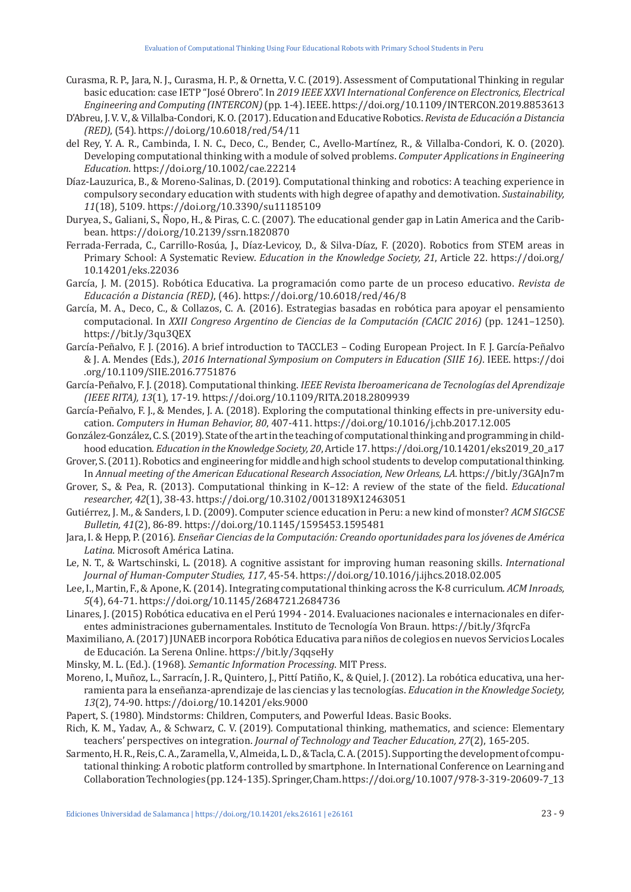Curasma, R. P., Jara, N. J., Curasma, H. P., & Ornetta, V. C. (2019). Assessment of Computational Thinking in regular basic education: case IETP "José Obrero". In *2019 IEEE XXVI International Conference on Electronics, Electrical Engineering and Computing (INTERCON)* (pp. 1-4). IEEE. https://doi.org/10.1109/INTERCON.2019.8853613

D'Abreu, J. V. V., & Villalba-Condori, K. O. (2017). Education and Educative Robotics. *Revista de Educación a Distancia (RED)*, (54). https://doi.org/10.6018/red/54/11

del Rey, Y. A. R., Cambinda, I. N. C., Deco, C., Bender, C., Avello-Martínez, R., & Villalba-Condori, K. O. (2020). Developing computational thinking with a module of solved problems. *Computer Applications in Engineering Education*. https://doi.org/10.1002/cae.22214

Díaz-Lauzurica, B., & Moreno-Salinas, D. (2019). Computational thinking and robotics: A teaching experience in compulsory secondary education with students with high degree of apathy and demotivation. *Sustainability, 11*(18), 5109. https://doi.org/10.3390/su11185109

Duryea, S., Galiani, S., Ñopo, H., & Piras, C. C. (2007). The educational gender gap in Latin America and the Caribbean. https://doi.org/10.2139/ssrn.1820870

Ferrada-Ferrada, C., Carrillo-Rosúa, J., Díaz-Levicoy, D., & Silva-Díaz, F. (2020). Robotics from STEM areas in Primary School: A Systematic Review. *Education in the Knowledge Society, 21*, Article 22. https://doi.org/10.14201/eks.22036

García, J. M. (2015). Robótica Educativa. La programación como parte de un proceso educativo. *Revista de Educación a Distancia (RED)*, (46). https://doi.org/10.6018/red/46/8

García, M. A., Deco, C., & Collazos, C. A. (2016). Estrategias basadas en robótica para apoyar el pensamiento computacional. In *XXII Congreso Argentino de Ciencias de la Computación (CACIC 2016)* (pp. 1241–1250). https://bit.ly/3qu3QEX

García-Peñalvo, F. J. (2016). A brief introduction to TACCLE3 – Coding European Project. In F. J. García-Peñalvo & J. A. Mendes (Eds.), *2016 International Symposium on Computers in Education (SIIE 16)*. IEEE. https://doi.org/10.1109/SIIE.2016.7751876

García-Peñalvo, F. J. (2018). Computational thinking. *IEEE Revista Iberoamericana de Tecnologías del Aprendizaje (IEEE RITA), 13*(1), 17-19. https://doi.org/10.1109/RITA.2018.2809939

García-Peñalvo, F. J., & Mendes, J. A. (2018). Exploring the computational thinking effects in pre-university education. *Computers in Human Behavior, 80*, 407-411. https://doi.org/10.1016/j.chb.2017.12.005

González-González, C. S. (2019). State of the art in the teaching of computational thinking and programming in childhood education. *Education in the Knowledge Society, 20*, Article 17. https://doi.org/10.14201/eks2019_20_a17

Grover, S. (2011). Robotics and engineering for middle and high school students to develop computational thinking. In *Annual meeting of the American Educational Research Association, New Orleans, LA*. https://bit.ly/3GAJn7m

Grover, S., & Pea, R. (2013). Computational thinking in K–12: A review of the state of the field. *Educational researcher, 42*(1), 38-43. https://doi.org/10.3102/0013189X12463051

Gutiérrez, J. M., & Sanders, I. D. (2009). Computer science education in Peru: a new kind of monster? *ACM SIGCSE Bulletin, 41*(2), 86-89. https://doi.org/10.1145/1595453.1595481

Jara, I. & Hepp, P. (2016). *Enseñar Ciencias de la Computación: Creando oportunidades para los jóvenes de América Latina*. Microsoft América Latina.

Le, N. T., & Wartschinski, L. (2018). A cognitive assistant for improving human reasoning skills. *International Journal of Human-Computer Studies, 117*, 45-54. https://doi.org/10.1016/j.ijhcs.2018.02.005

Lee, I., Martin, F., & Apone, K. (2014). Integrating computational thinking across the K-8 curriculum. *ACM Inroads, 5*(4), 64-71. https://doi.org/10.1145/2684721.2684736

Linares, J. (2015) Robótica educativa en el Perú 1994 - 2014. Evaluaciones nacionales e internacionales en diferentes administraciones gubernamentales. Instituto de Tecnología Von Braun. https://bit.ly/3fqrcFa

Maximiliano, A. (2017) JUNAEB incorpora Robótica Educativa para niños de colegios en nuevos Servicios Locales de Educación. La Serena Online. https://bit.ly/3qqseHy

Minsky, M. L. (Ed.). (1968). *Semantic Information Processing*. MIT Press.

Moreno, I., Muñoz, L., Sarracín, J. R., Quintero, J., Pittí Patiño, K., & Quiel, J. (2012). La robótica educativa, una herramienta para la enseñanza-aprendizaje de las ciencias y las tecnologías. *Education in the Knowledge Society, 13*(2), 74-90. https://doi.org/10.14201/eks.9000

Papert, S. (1980). Mindstorms: Children, Computers, and Powerful Ideas. Basic Books.

Rich, K. M., Yadav, A., & Schwarz, C. V. (2019). Computational thinking, mathematics, and science: Elementary teachers' perspectives on integration. *Journal of Technology and Teacher Education, 27*(2), 165-205.

Sarmento, H. R., Reis, C. A., Zaramella, V., Almeida, L. D., & Tacla, C. A. (2015). Supporting the development of computational thinking: A robotic platform controlled by smartphone. In International Conference on Learning and Collaboration Technologies (pp. 124-135). Springer, Cham. https://doi.org/10.1007/978-3-319-20609-7_13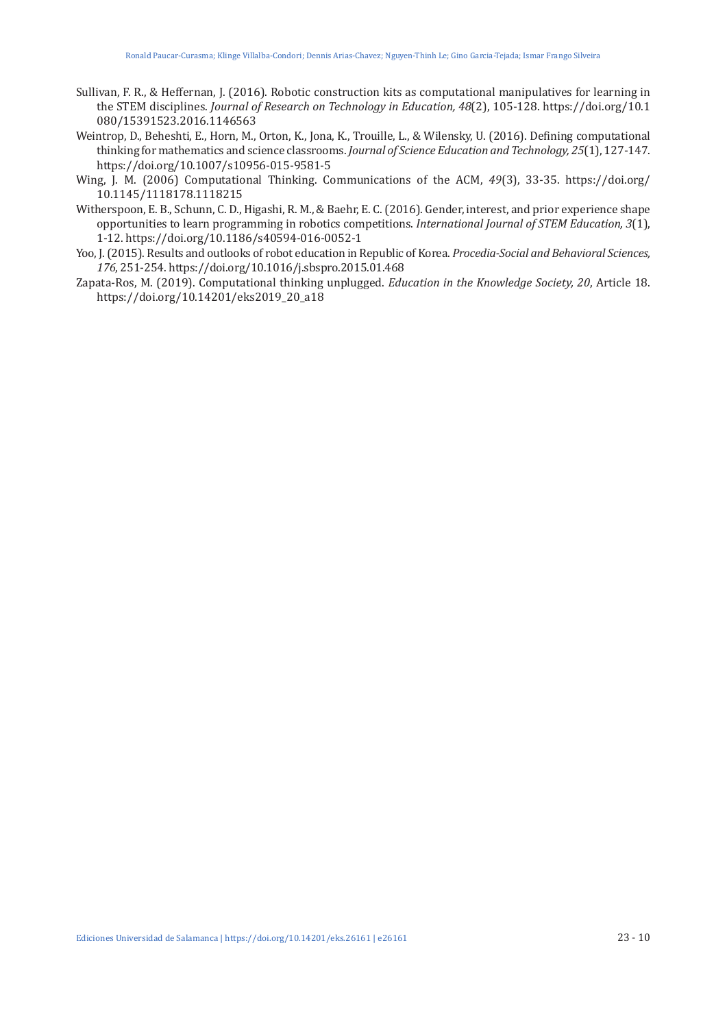Sullivan, F. R., & Heffernan, J. (2016). Robotic construction kits as computational manipulatives for learning in the STEM disciplines. *Journal of Research on Technology in Education, 48*(2), 105-128. https://doi.org/10.1080/15391523.2016.1146563

Weintrop, D., Beheshti, E., Horn, M., Orton, K., Jona, K., Trouille, L., & Wilensky, U. (2016). Defining computational thinking for mathematics and science classrooms. *Journal of Science Education and Technology, 25*(1), 127-147. https://doi.org/10.1007/s10956-015-9581-5

Wing, J. M. (2006) Computational Thinking. Communications of the ACM, *49*(3), 33-35. https://doi.org/10.1145/1118178.1118215

Witherspoon, E. B., Schunn, C. D., Higashi, R. M., & Baehr, E. C. (2016). Gender, interest, and prior experience shape opportunities to learn programming in robotics competitions. *International Journal of STEM Education, 3*(1), 1-12. https://doi.org/10.1186/s40594-016-0052-1

Yoo, J. (2015). Results and outlooks of robot education in Republic of Korea. *Procedia-Social and Behavioral Sciences, 176*, 251-254. https://doi.org/10.1016/j.sbspro.2015.01.468

Zapata-Ros, M. (2019). Computational thinking unplugged. *Education in the Knowledge Society, 20*, Article 18. https://doi.org/10.14201/eks2019_20_a18